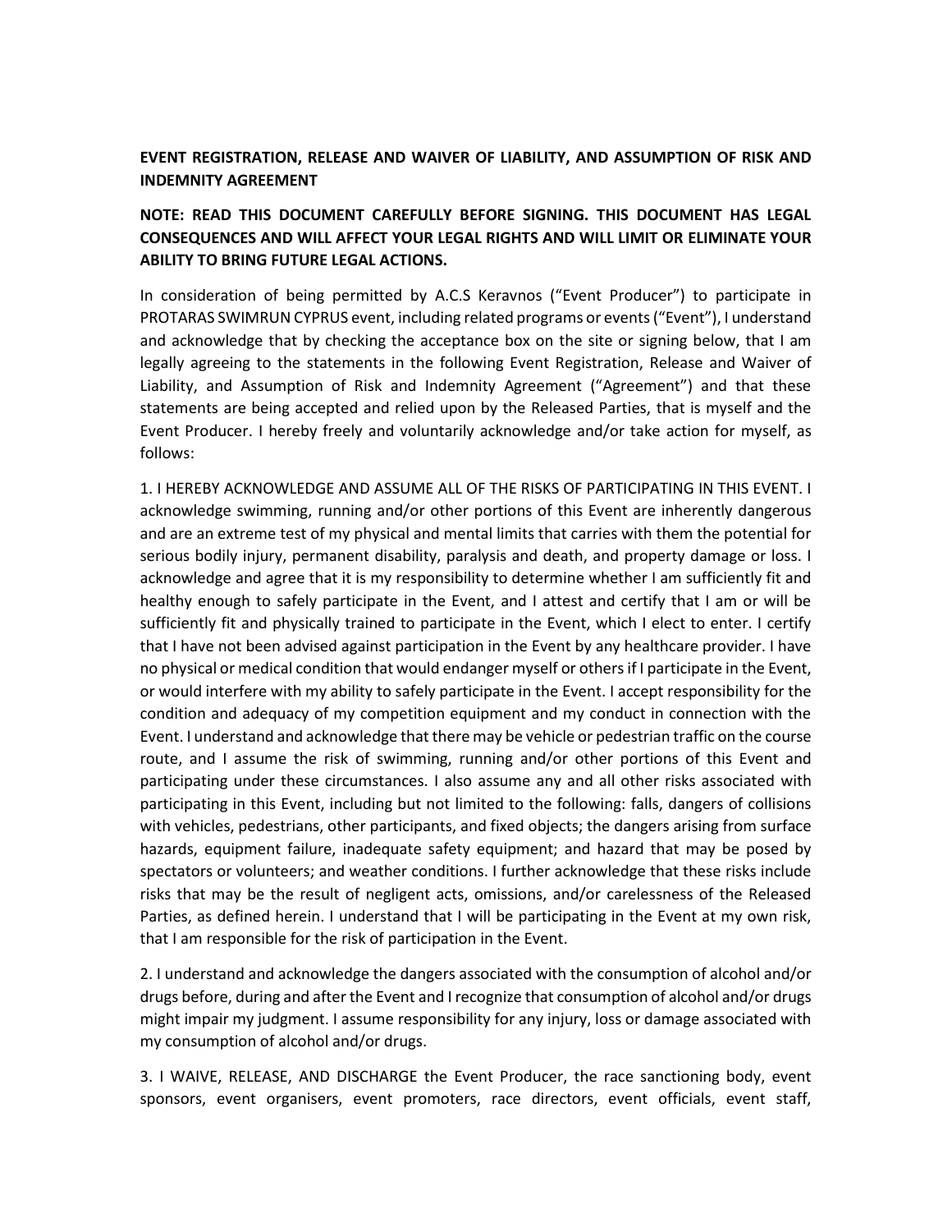**EVENT REGISTRATION, RELEASE AND WAIVER OF LIABILITY, AND ASSUMPTION OF RISK AND INDEMNITY AGREEMENT**

**NOTE: READ THIS DOCUMENT CAREFULLY BEFORE SIGNING. THIS DOCUMENT HAS LEGAL CONSEQUENCES AND WILL AFFECT YOUR LEGAL RIGHTS AND WILL LIMIT OR ELIMINATE YOUR ABILITY TO BRING FUTURE LEGAL ACTIONS.**

In consideration of being permitted by A.C.S Keravnos ("Event Producer") to participate in PROTARAS SWIMRUN CYPRUS event, including related programs or events ("Event"), I understand and acknowledge that by checking the acceptance box on the site or signing below, that I am legally agreeing to the statements in the following Event Registration, Release and Waiver of Liability, and Assumption of Risk and Indemnity Agreement ("Agreement") and that these statements are being accepted and relied upon by the Released Parties, that is myself and the Event Producer. I hereby freely and voluntarily acknowledge and/or take action for myself, as follows:

1. I HEREBY ACKNOWLEDGE AND ASSUME ALL OF THE RISKS OF PARTICIPATING IN THIS EVENT. I acknowledge swimming, running and/or other portions of this Event are inherently dangerous and are an extreme test of my physical and mental limits that carries with them the potential for serious bodily injury, permanent disability, paralysis and death, and property damage or loss. I acknowledge and agree that it is my responsibility to determine whether I am sufficiently fit and healthy enough to safely participate in the Event, and I attest and certify that I am or will be sufficiently fit and physically trained to participate in the Event, which I elect to enter. I certify that I have not been advised against participation in the Event by any healthcare provider. I have no physical or medical condition that would endanger myself or others if I participate in the Event, or would interfere with my ability to safely participate in the Event. I accept responsibility for the condition and adequacy of my competition equipment and my conduct in connection with the Event. I understand and acknowledge that there may be vehicle or pedestrian traffic on the course route, and I assume the risk of swimming, running and/or other portions of this Event and participating under these circumstances. I also assume any and all other risks associated with participating in this Event, including but not limited to the following: falls, dangers of collisions with vehicles, pedestrians, other participants, and fixed objects; the dangers arising from surface hazards, equipment failure, inadequate safety equipment; and hazard that may be posed by spectators or volunteers; and weather conditions. I further acknowledge that these risks include risks that may be the result of negligent acts, omissions, and/or carelessness of the Released Parties, as defined herein. I understand that I will be participating in the Event at my own risk, that I am responsible for the risk of participation in the Event.

2. I understand and acknowledge the dangers associated with the consumption of alcohol and/or drugs before, during and after the Event and I recognize that consumption of alcohol and/or drugs might impair my judgment. I assume responsibility for any injury, loss or damage associated with my consumption of alcohol and/or drugs.

3. I WAIVE, RELEASE, AND DISCHARGE the Event Producer, the race sanctioning body, event sponsors, event organisers, event promoters, race directors, event officials, event staff,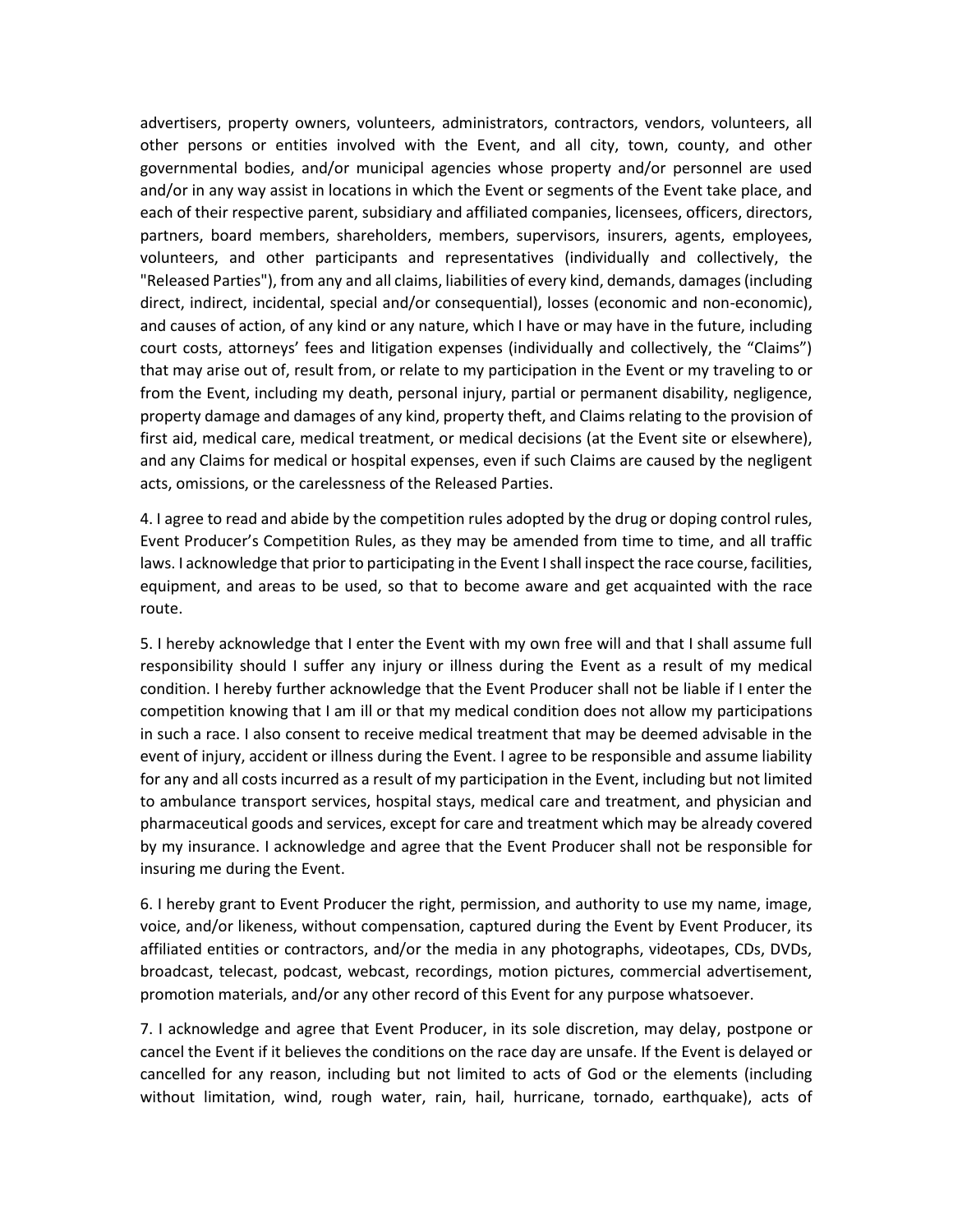advertisers, property owners, volunteers, administrators, contractors, vendors, volunteers, all other persons or entities involved with the Event, and all city, town, county, and other governmental bodies, and/or municipal agencies whose property and/or personnel are used and/or in any way assist in locations in which the Event or segments of the Event take place, and each of their respective parent, subsidiary and affiliated companies, licensees, officers, directors, partners, board members, shareholders, members, supervisors, insurers, agents, employees, volunteers, and other participants and representatives (individually and collectively, the "Released Parties"), from any and all claims, liabilities of every kind, demands, damages (including direct, indirect, incidental, special and/or consequential), losses (economic and non-economic), and causes of action, of any kind or any nature, which I have or may have in the future, including court costs, attorneys' fees and litigation expenses (individually and collectively, the "Claims") that may arise out of, result from, or relate to my participation in the Event or my traveling to or from the Event, including my death, personal injury, partial or permanent disability, negligence, property damage and damages of any kind, property theft, and Claims relating to the provision of first aid, medical care, medical treatment, or medical decisions (at the Event site or elsewhere), and any Claims for medical or hospital expenses, even if such Claims are caused by the negligent acts, omissions, or the carelessness of the Released Parties.

4. I agree to read and abide by the competition rules adopted by the drug or doping control rules, Event Producer's Competition Rules, as they may be amended from time to time, and all traffic laws. I acknowledge that prior to participating in the Event I shall inspect the race course, facilities, equipment, and areas to be used, so that to become aware and get acquainted with the race route.

5. I hereby acknowledge that I enter the Event with my own free will and that I shall assume full responsibility should I suffer any injury or illness during the Event as a result of my medical condition. I hereby further acknowledge that the Event Producer shall not be liable if I enter the competition knowing that I am ill or that my medical condition does not allow my participations in such a race. I also consent to receive medical treatment that may be deemed advisable in the event of injury, accident or illness during the Event. I agree to be responsible and assume liability for any and all costs incurred as a result of my participation in the Event, including but not limited to ambulance transport services, hospital stays, medical care and treatment, and physician and pharmaceutical goods and services, except for care and treatment which may be already covered by my insurance. I acknowledge and agree that the Event Producer shall not be responsible for insuring me during the Event.

6. I hereby grant to Event Producer the right, permission, and authority to use my name, image, voice, and/or likeness, without compensation, captured during the Event by Event Producer, its affiliated entities or contractors, and/or the media in any photographs, videotapes, CDs, DVDs, broadcast, telecast, podcast, webcast, recordings, motion pictures, commercial advertisement, promotion materials, and/or any other record of this Event for any purpose whatsoever.

7. I acknowledge and agree that Event Producer, in its sole discretion, may delay, postpone or cancel the Event if it believes the conditions on the race day are unsafe. If the Event is delayed or cancelled for any reason, including but not limited to acts of God or the elements (including without limitation, wind, rough water, rain, hail, hurricane, tornado, earthquake), acts of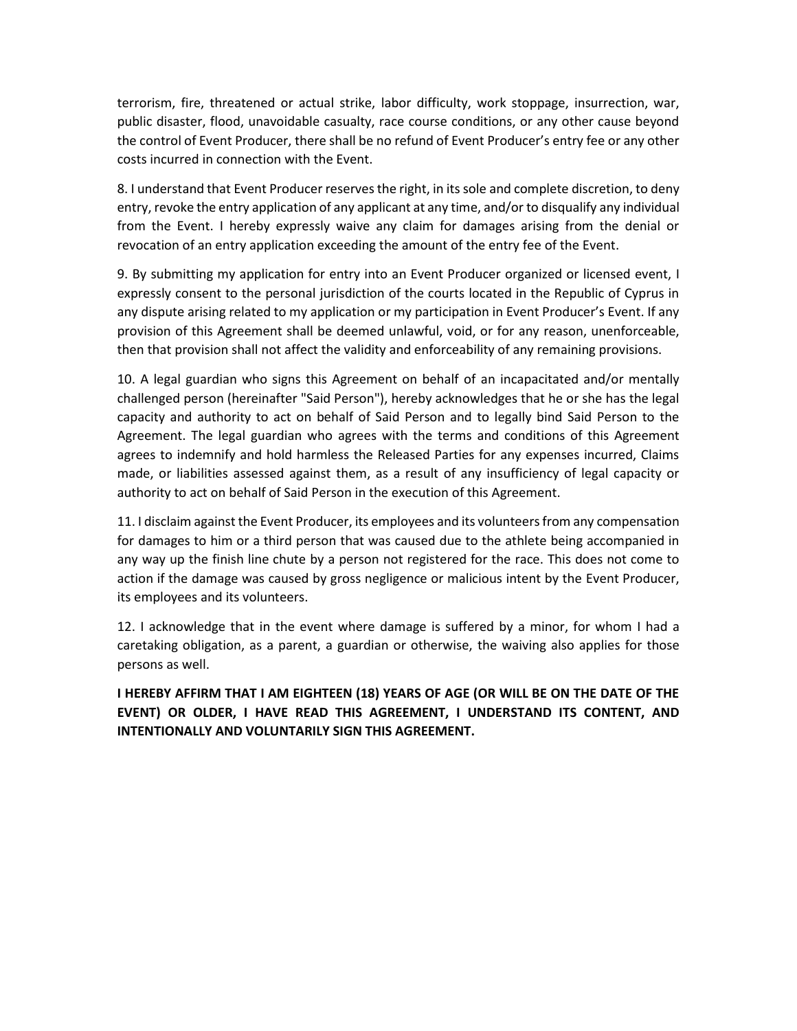terrorism, fire, threatened or actual strike, labor difficulty, work stoppage, insurrection, war, public disaster, flood, unavoidable casualty, race course conditions, or any other cause beyond the control of Event Producer, there shall be no refund of Event Producer's entry fee or any other costs incurred in connection with the Event.

8. I understand that Event Producer reserves the right, in its sole and complete discretion, to deny entry, revoke the entry application of any applicant at any time, and/or to disqualify any individual from the Event. I hereby expressly waive any claim for damages arising from the denial or revocation of an entry application exceeding the amount of the entry fee of the Event.

9. By submitting my application for entry into an Event Producer organized or licensed event, I expressly consent to the personal jurisdiction of the courts located in the Republic of Cyprus in any dispute arising related to my application or my participation in Event Producer's Event. If any provision of this Agreement shall be deemed unlawful, void, or for any reason, unenforceable, then that provision shall not affect the validity and enforceability of any remaining provisions.

10. A legal guardian who signs this Agreement on behalf of an incapacitated and/or mentally challenged person (hereinafter "Said Person"), hereby acknowledges that he or she has the legal capacity and authority to act on behalf of Said Person and to legally bind Said Person to the Agreement. The legal guardian who agrees with the terms and conditions of this Agreement agrees to indemnify and hold harmless the Released Parties for any expenses incurred, Claims made, or liabilities assessed against them, as a result of any insufficiency of legal capacity or authority to act on behalf of Said Person in the execution of this Agreement.

11. I disclaim against the Event Producer, its employees and its volunteers from any compensation for damages to him or a third person that was caused due to the athlete being accompanied in any way up the finish line chute by a person not registered for the race. This does not come to action if the damage was caused by gross negligence or malicious intent by the Event Producer, its employees and its volunteers.

12. I acknowledge that in the event where damage is suffered by a minor, for whom I had a caretaking obligation, as a parent, a guardian or otherwise, the waiving also applies for those persons as well.

**I HEREBY AFFIRM THAT I AM EIGHTEEN (18) YEARS OF AGE (OR WILL BE ON THE DATE OF THE EVENT) OR OLDER, I HAVE READ THIS AGREEMENT, I UNDERSTAND ITS CONTENT, AND INTENTIONALLY AND VOLUNTARILY SIGN THIS AGREEMENT.**